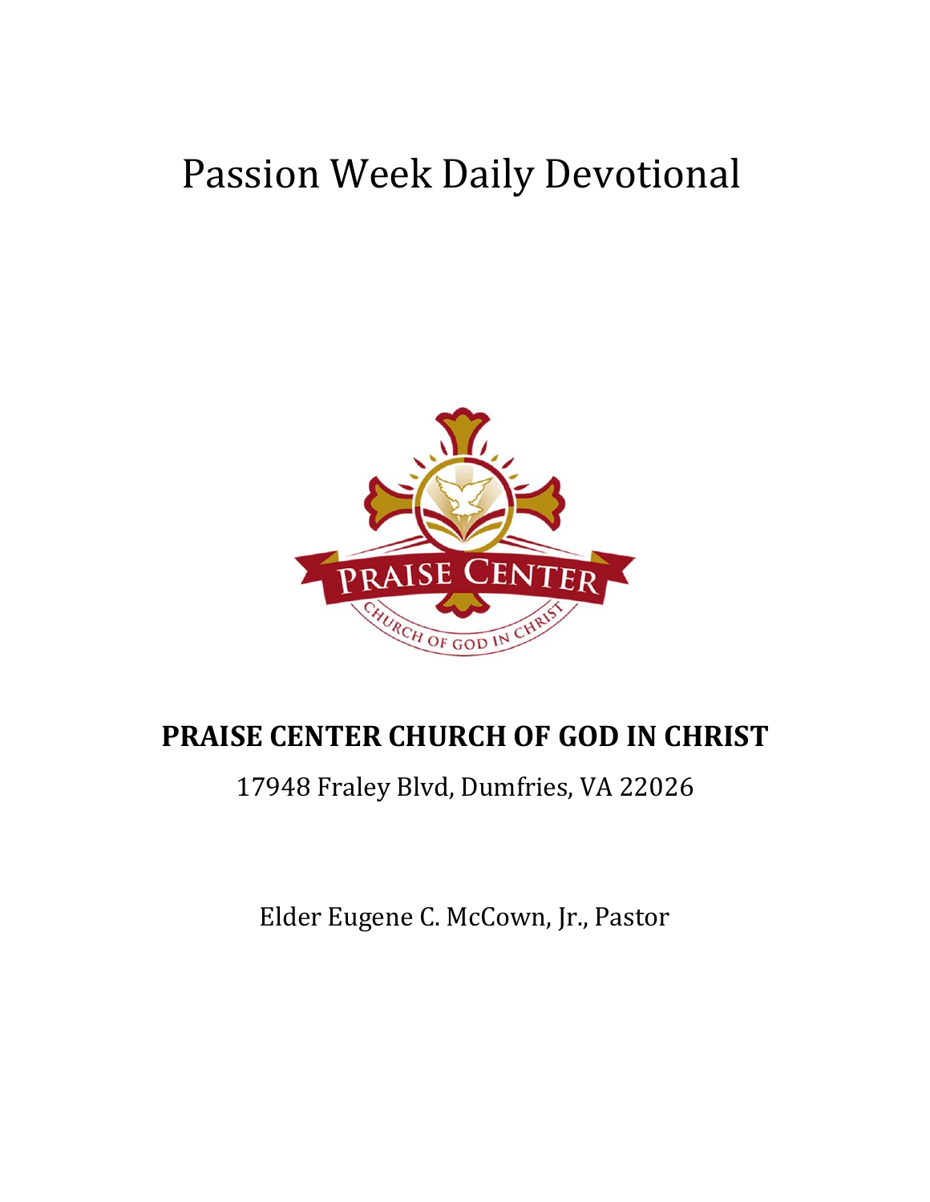# Passion Week Daily Devotional

## PRAISE CENTER CHURCH OF GOD IN CHRIST

17948 Fraley Blvd, Dumfries, VA 22026

Elder Eugene C. McCown, Jr., Pastor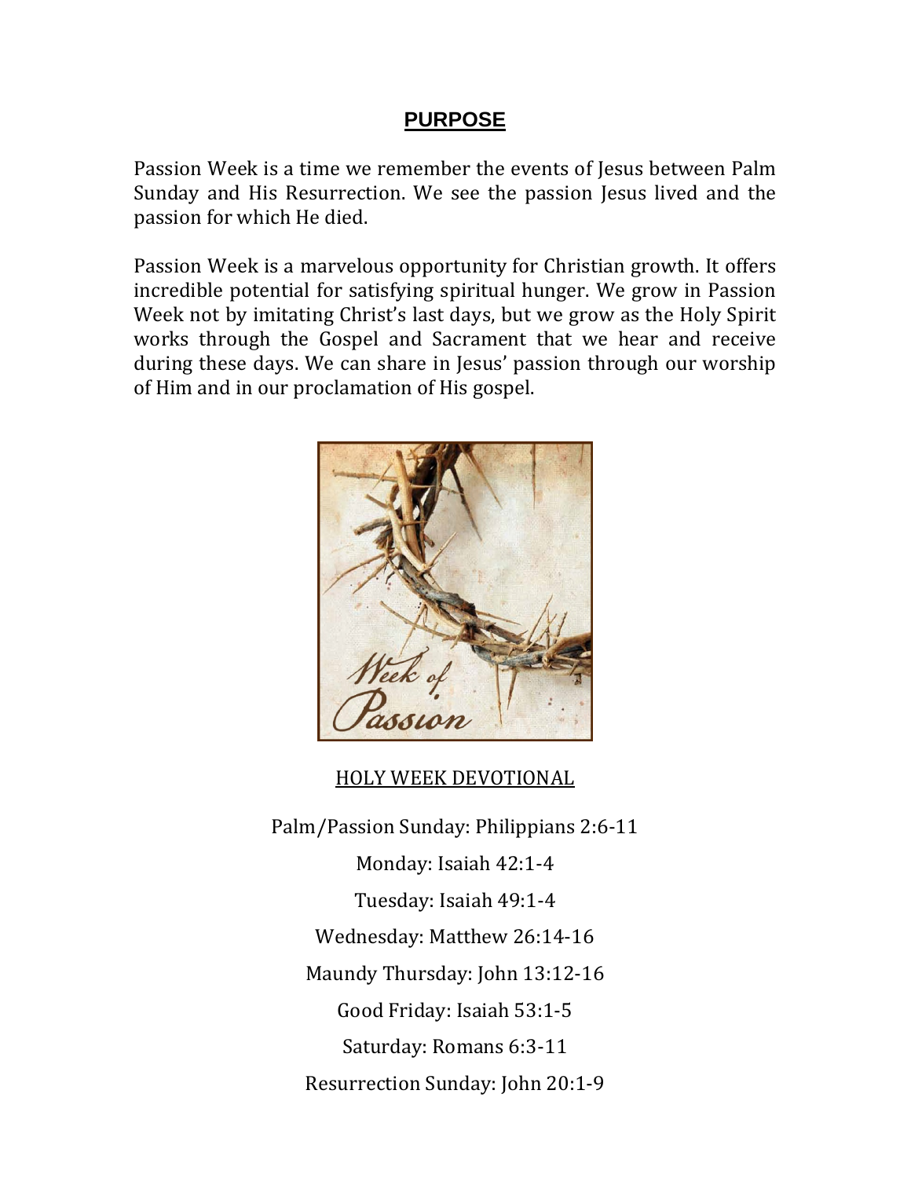## PURPOSE

Passion Week is a time we remember the events of Jesus between Palm Sunday and His Resurrection. We see the passion Jesus lived and the passion for which He died.

Passion Week is a marvelous opportunity for Christian growth. It offers incredible potential for satisfying spiritual hunger. We grow in Passion Week not by imitating Christ's last days, but we grow as the Holy Spirit works through the Gospel and Sacrament that we hear and receive during these days. We can share in Jesus' passion through our worship of Him and in our proclamation of His gospel.

HOLY WEEK DEVOTIONAL

Palm/Passion Sunday: Philippians 2:6-11

Monday: Isaiah 42:1-4

Tuesday: Isaiah 49:1-4

Wednesday: Matthew 26:14-16

Maundy Thursday: John 13:12-16

Good Friday: Isaiah 53:1-5

Saturday: Romans 6:3-11

Resurrection Sunday: John 20:1-9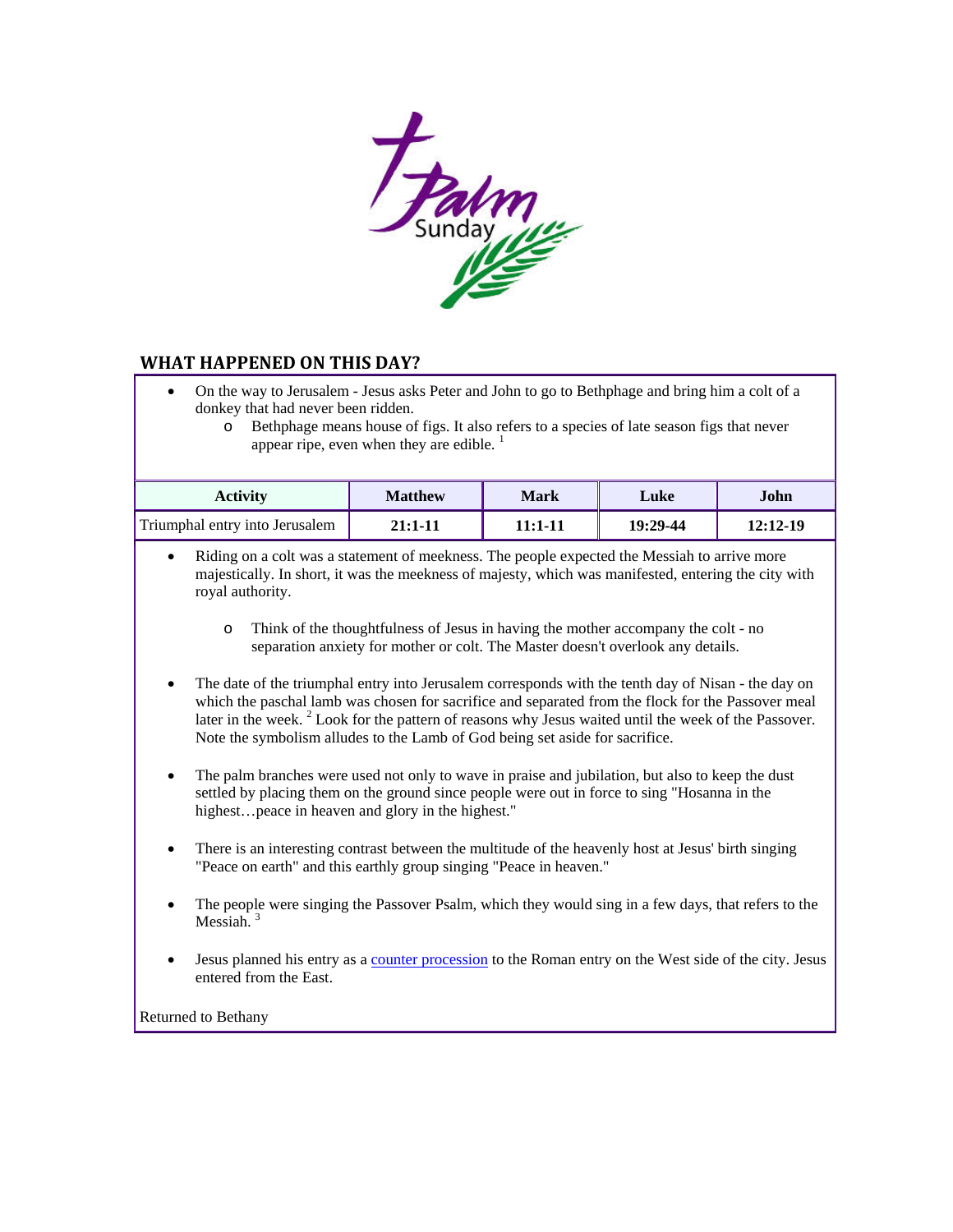## WHAT HAPPENED ON THIS DAY?

- On the way to Jerusalem - Jesus asks Peter and John to go to Bethphage and bring him a colt of a donkey that had never been ridden.
  - Bethphage means house of figs. It also refers to a species of late season figs that never appear ripe, even when they are edible. [1]

| Activity | Matthew | Mark | Luke | John |
|---|---|---|---|---|
| Triumphal entry into Jerusalem | **21:1-11** | **11:1-11** | **19:29-44** | **12:12-19** |

- Riding on a colt was a statement of meekness. The people expected the Messiah to arrive more majestically. In short, it was the meekness of majesty, which was manifested, entering the city with royal authority.
  - Think of the thoughtfulness of Jesus in having the mother accompany the colt - no separation anxiety for mother or colt. The Master doesn't overlook any details.

- The date of the triumphal entry into Jerusalem corresponds with the tenth day of Nisan - the day on which the paschal lamb was chosen for sacrifice and separated from the flock for the Passover meal later in the week. [2] Look for the pattern of reasons why Jesus waited until the week of the Passover. Note the symbolism alludes to the Lamb of God being set aside for sacrifice.

- The palm branches were used not only to wave in praise and jubilation, but also to keep the dust settled by placing them on the ground since people were out in force to sing "Hosanna in the highest…peace in heaven and glory in the highest."

- There is an interesting contrast between the multitude of the heavenly host at Jesus' birth singing "Peace on earth" and this earthly group singing "Peace in heaven."

- The people were singing the Passover Psalm, which they would sing in a few days, that refers to the Messiah. [3]

- Jesus planned his entry as a counter procession to the Roman entry on the West side of the city. Jesus entered from the East.

Returned to Bethany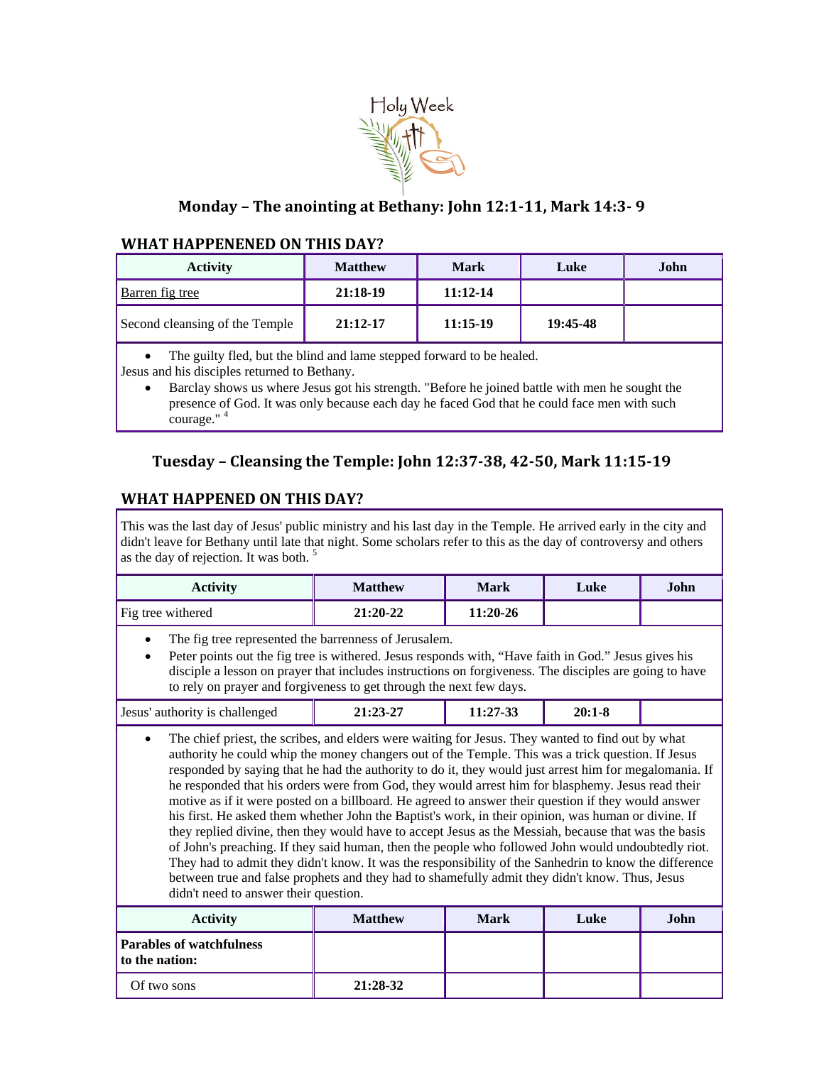Holy Week

## Monday – The anointing at Bethany: John 12:1-11, Mark 14:3- 9

### WHAT HAPPENED ON THIS DAY?

| Activity | Matthew | Mark | Luke | John |
|---|---|---|---|---|
| Barren fig tree | 21:18-19 | 11:12-14 | | |
| Second cleansing of the Temple | 21:12-17 | 11:15-19 | 19:45-48 | |

- The guilty fled, but the blind and lame stepped forward to be healed.

Jesus and his disciples returned to Bethany.

- Barclay shows us where Jesus got his strength. "Before he joined battle with men he sought the presence of God. It was only because each day he faced God that he could face men with such courage." [4]

## Tuesday – Cleansing the Temple: John 12:37-38, 42-50, Mark 11:15-19

### WHAT HAPPENED ON THIS DAY?

This was the last day of Jesus' public ministry and his last day in the Temple. He arrived early in the city and didn't leave for Bethany until late that night. Some scholars refer to this as the day of controversy and others as the day of rejection. It was both. [5]

| Activity | Matthew | Mark | Luke | John |
|---|---|---|---|---|
| Fig tree withered | 21:20-22 | 11:20-26 | | |

- The fig tree represented the barrenness of Jerusalem.
- Peter points out the fig tree is withered. Jesus responds with, "Have faith in God." Jesus gives his disciple a lesson on prayer that includes instructions on forgiveness. The disciples are going to have to rely on prayer and forgiveness to get through the next few days.

| Activity | Matthew | Mark | Luke | John |
|---|---|---|---|---|
| Jesus' authority is challenged | 21:23-27 | 11:27-33 | 20:1-8 | |

- The chief priest, the scribes, and elders were waiting for Jesus. They wanted to find out by what authority he could whip the money changers out of the Temple. This was a trick question. If Jesus responded by saying that he had the authority to do it, they would just arrest him for megalomania. If he responded that his orders were from God, they would arrest him for blasphemy. Jesus read their motive as if it were posted on a billboard. He agreed to answer their question if they would answer his first. He asked them whether John the Baptist's work, in their opinion, was human or divine. If they replied divine, then they would have to accept Jesus as the Messiah, because that was the basis of John's preaching. If they said human, then the people who followed John would undoubtedly riot. They had to admit they didn't know. It was the responsibility of the Sanhedrin to know the difference between true and false prophets and they had to shamefully admit they didn't know. Thus, Jesus didn't need to answer their question.

| Activity | Matthew | Mark | Luke | John |
|---|---|---|---|---|
| **Parables of watchfulness to the nation:** | | | | |
| Of two sons | 21:28-32 | | | |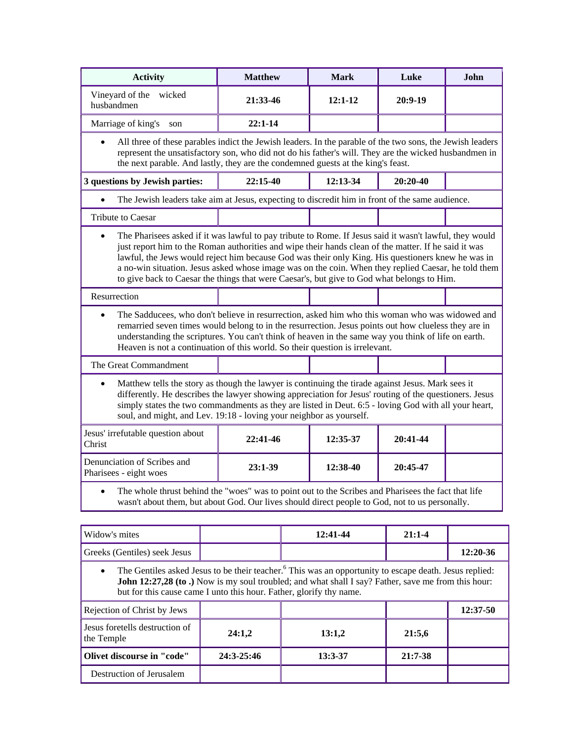| Activity | Matthew | Mark | Luke | John |
|---|---|---|---|---|
| Vineyard of the wicked husbandmen | **21:33-46** | **12:1-12** | **20:9-19** | |
| Marriage of king's son | **22:1-14** | | | |
| • All three of these parables indict the Jewish leaders. In the parable of the two sons, the Jewish leaders represent the unsatisfactory son, who did not do his father's will. They are the wicked husbandmen in the next parable. And lastly, they are the condemned guests at the king's feast. | | | | |
| **3 questions by Jewish parties:** | **22:15-40** | **12:13-34** | **20:20-40** | |
| • The Jewish leaders take aim at Jesus, expecting to discredit him in front of the same audience. | | | | |
| Tribute to Caesar | | | | |
| • The Pharisees asked if it was lawful to pay tribute to Rome. If Jesus said it wasn't lawful, they would just report him to the Roman authorities and wipe their hands clean of the matter. If he said it was lawful, the Jews would reject him because God was their only King. His questioners knew he was in a no-win situation. Jesus asked whose image was on the coin. When they replied Caesar, he told them to give back to Caesar the things that were Caesar's, but give to God what belongs to Him. | | | | |
| Resurrection | | | | |
| • The Sadducees, who don't believe in resurrection, asked him who this woman who was widowed and remarried seven times would belong to in the resurrection. Jesus points out how clueless they are in understanding the scriptures. You can't think of heaven in the same way you think of life on earth. Heaven is not a continuation of this world. So their question is irrelevant. | | | | |
| The Great Commandment | | | | |
| • Matthew tells the story as though the lawyer is continuing the tirade against Jesus. Mark sees it differently. He describes the lawyer showing appreciation for Jesus' routing of the questioners. Jesus simply states the two commandments as they are listed in Deut. 6:5 - loving God with all your heart, soul, and might, and Lev. 19:18 - loving your neighbor as yourself. | | | | |
| Jesus' irrefutable question about Christ | **22:41-46** | **12:35-37** | **20:41-44** | |
| Denunciation of Scribes and Pharisees - eight woes | **23:1-39** | **12:38-40** | **20:45-47** | |
| • The whole thrust behind the "woes" was to point out to the Scribes and Pharisees the fact that life wasn't about them, but about God. Our lives should direct people to God, not to us personally. | | | | |

| | | | | |
|---|---|---|---|---|
| Widow's mites | | **12:41-44** | **21:1-4** | |
| Greeks (Gentiles) seek Jesus | | | | **12:20-36** |
| • The Gentiles asked Jesus to be their teacher.[6] This was an opportunity to escape death. Jesus replied: **John 12:27,28 (to .)** Now is my soul troubled; and what shall I say? Father, save me from this hour: but for this cause came I unto this hour. Father, glorify thy name. | | | | |
| Rejection of Christ by Jews | | | | **12:37-50** |
| Jesus foretells destruction of the Temple | **24:1,2** | **13:1,2** | **21:5,6** | |
| **Olivet discourse in "code"** | **24:3-25:46** | **13:3-37** | **21:7-38** | |
| Destruction of Jerusalem | | | | |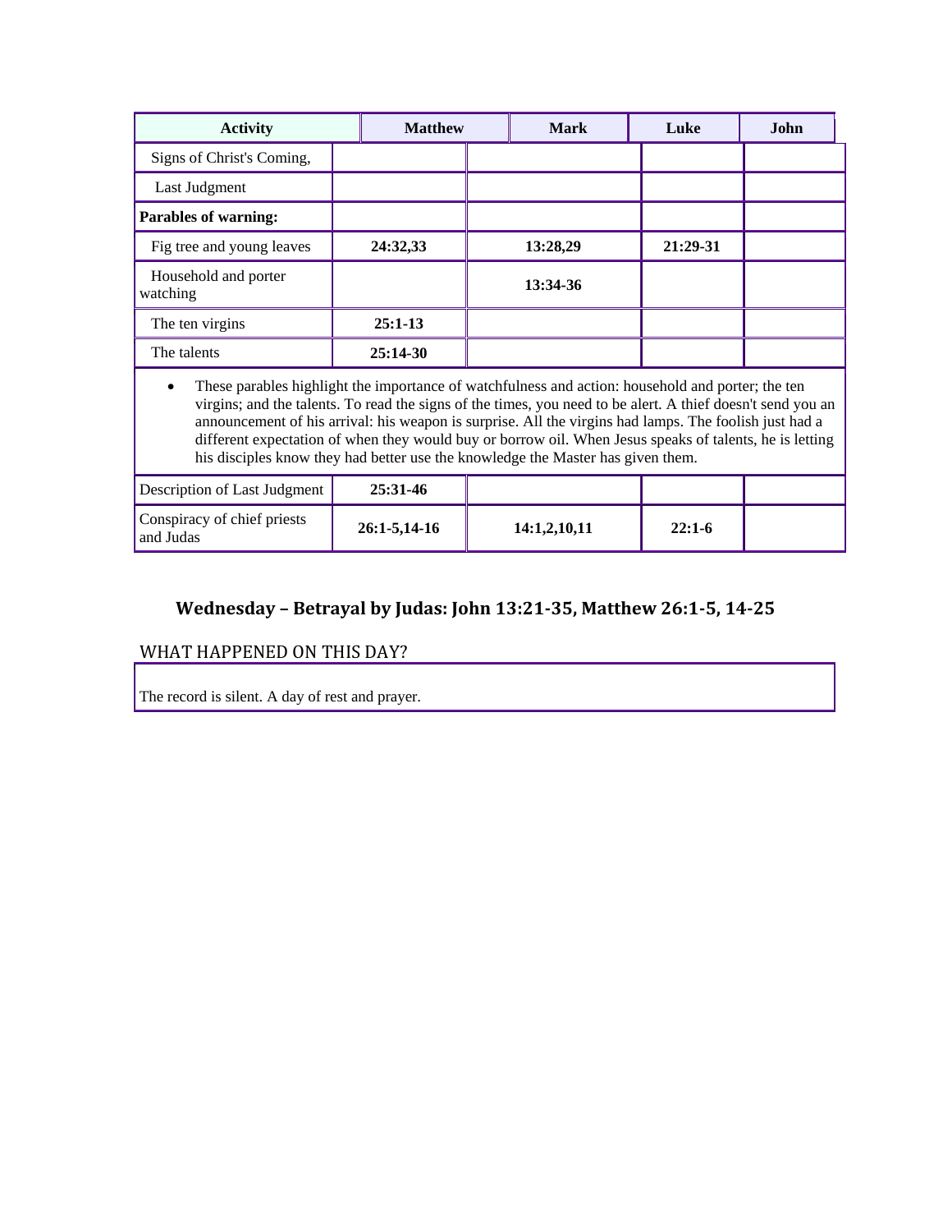| Activity | Matthew | Mark | Luke | John |
|---|---|---|---|---|
| Signs of Christ's Coming, | | | | |
| Last Judgment | | | | |
| **Parables of warning:** | | | | |
| Fig tree and young leaves | **24:32,33** | **13:28,29** | **21:29-31** | |
| Household and porter watching | | **13:34-36** | | |
| The ten virgins | **25:1-13** | | | |
| The talents | **25:14-30** | | | |
| • These parables highlight the importance of watchfulness and action: household and porter; the ten virgins; and the talents. To read the signs of the times, you need to be alert. A thief doesn't send you an announcement of his arrival: his weapon is surprise. All the virgins had lamps. The foolish just had a different expectation of when they would buy or borrow oil. When Jesus speaks of talents, he is letting his disciples know they had better use the knowledge the Master has given them. | | | | |
| Description of Last Judgment | **25:31-46** | | | |
| Conspiracy of chief priests and Judas | **26:1-5,14-16** | **14:1,2,10,11** | **22:1-6** | |

## Wednesday – Betrayal by Judas: John 13:21-35, Matthew 26:1-5, 14-25

WHAT HAPPENED ON THIS DAY?

The record is silent. A day of rest and prayer.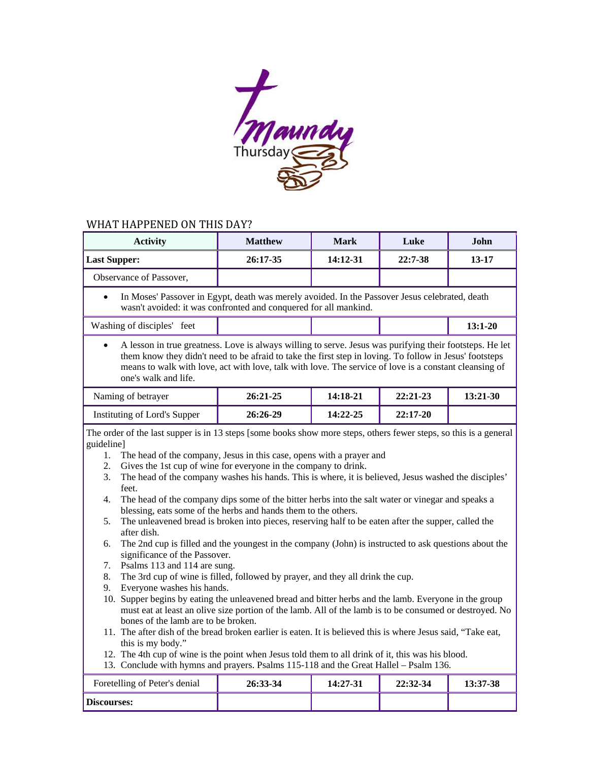## WHAT HAPPENED ON THIS DAY?

| Activity | Matthew | Mark | Luke | John |
|---|---|---|---|---|
| **Last Supper:** | **26:17-35** | **14:12-31** | **22:7-38** | **13-17** |
| Observance of Passover, | | | | |
| • In Moses' Passover in Egypt, death was merely avoided. In the Passover Jesus celebrated, death wasn't avoided: it was confronted and conquered for all mankind. | | | | |
| Washing of disciples' feet | | | | **13:1-20** |
| • A lesson in true greatness. Love is always willing to serve. Jesus was purifying their footsteps. He let them know they didn't need to be afraid to take the first step in loving. To follow in Jesus' footsteps means to walk with love, act with love, talk with love. The service of love is a constant cleansing of one's walk and life. | | | | |
| Naming of betrayer | **26:21-25** | **14:18-21** | **22:21-23** | **13:21-30** |
| Instituting of Lord's Supper | **26:26-29** | **14:22-25** | **22:17-20** | |

The order of the last supper is in 13 steps [some books show more steps, others fewer steps, so this is a general guideline]

1. The head of the company, Jesus in this case, opens with a prayer and
2. Gives the 1st cup of wine for everyone in the company to drink.
3. The head of the company washes his hands. This is where, it is believed, Jesus washed the disciples' feet.
4. The head of the company dips some of the bitter herbs into the salt water or vinegar and speaks a blessing, eats some of the herbs and hands them to the others.
5. The unleavened bread is broken into pieces, reserving half to be eaten after the supper, called the after dish.
6. The 2nd cup is filled and the youngest in the company (John) is instructed to ask questions about the significance of the Passover.
7. Psalms 113 and 114 are sung.
8. The 3rd cup of wine is filled, followed by prayer, and they all drink the cup.
9. Everyone washes his hands.
10. Supper begins by eating the unleavened bread and bitter herbs and the lamb. Everyone in the group must eat at least an olive size portion of the lamb. All of the lamb is to be consumed or destroyed. No bones of the lamb are to be broken.
11. The after dish of the bread broken earlier is eaten. It is believed this is where Jesus said, "Take eat, this is my body."
12. The 4th cup of wine is the point when Jesus told them to all drink of it, this was his blood.
13. Conclude with hymns and prayers. Psalms 115-118 and the Great Hallel – Psalm 136.

| Activity | Matthew | Mark | Luke | John |
|---|---|---|---|---|
| Foretelling of Peter's denial | **26:33-34** | **14:27-31** | **22:32-34** | **13:37-38** |
| **Discourses:** | | | | |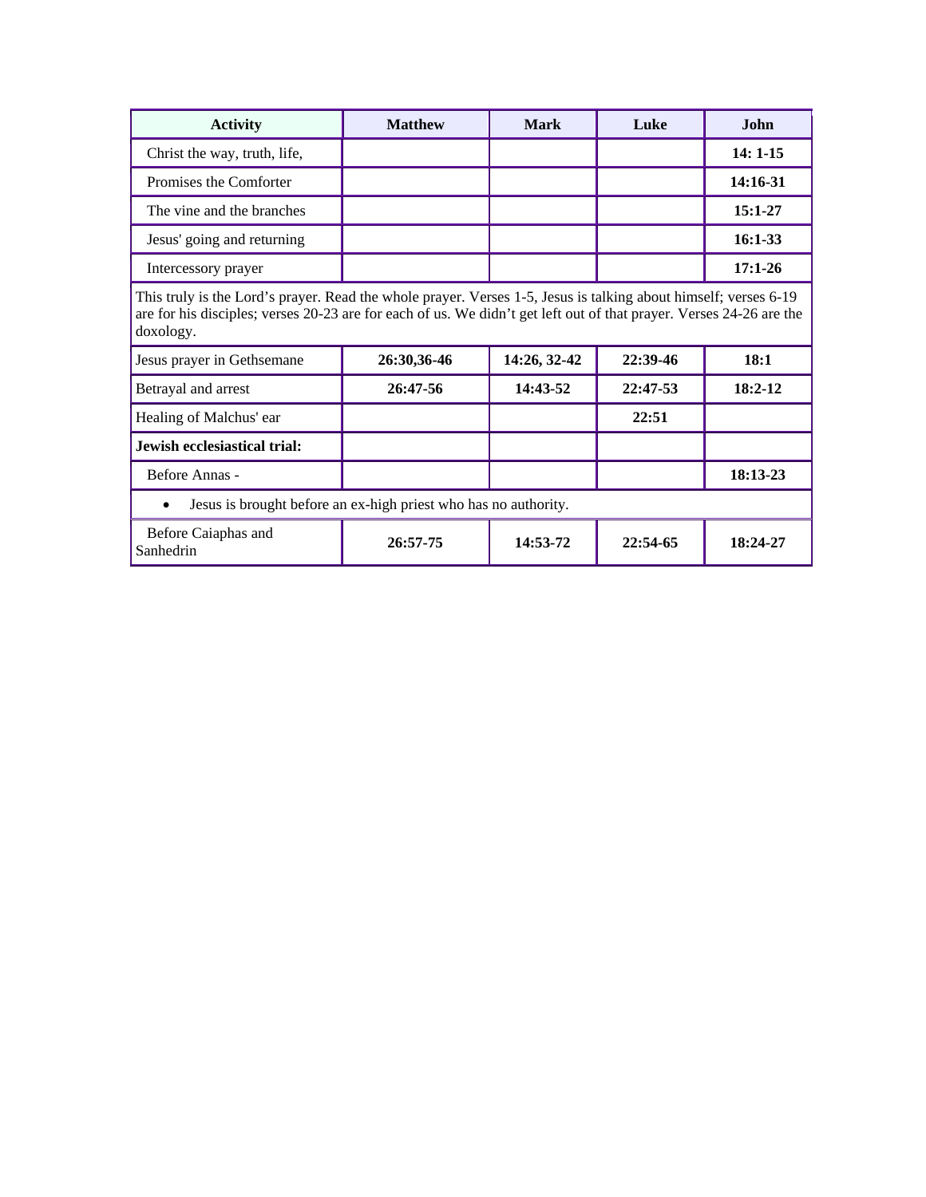| Activity | Matthew | Mark | Luke | John |
|---|---|---|---|---|
| Christ the way, truth, life, | | | | **14: 1-15** |
| Promises the Comforter | | | | **14:16-31** |
| The vine and the branches | | | | **15:1-27** |
| Jesus' going and returning | | | | **16:1-33** |
| Intercessory prayer | | | | **17:1-26** |
| This truly is the Lord's prayer. Read the whole prayer. Verses 1-5, Jesus is talking about himself; verses 6-19 are for his disciples; verses 20-23 are for each of us. We didn't get left out of that prayer. Verses 24-26 are the doxology. | | | | |
| Jesus prayer in Gethsemane | **26:30,36-46** | **14:26, 32-42** | **22:39-46** | **18:1** |
| Betrayal and arrest | **26:47-56** | **14:43-52** | **22:47-53** | **18:2-12** |
| Healing of Malchus' ear | | | **22:51** | |
| **Jewish ecclesiastical trial:** | | | | |
| Before Annas - | | | | **18:13-23** |
| • Jesus is brought before an ex-high priest who has no authority. | | | | |
| Before Caiaphas and Sanhedrin | **26:57-75** | **14:53-72** | **22:54-65** | **18:24-27** |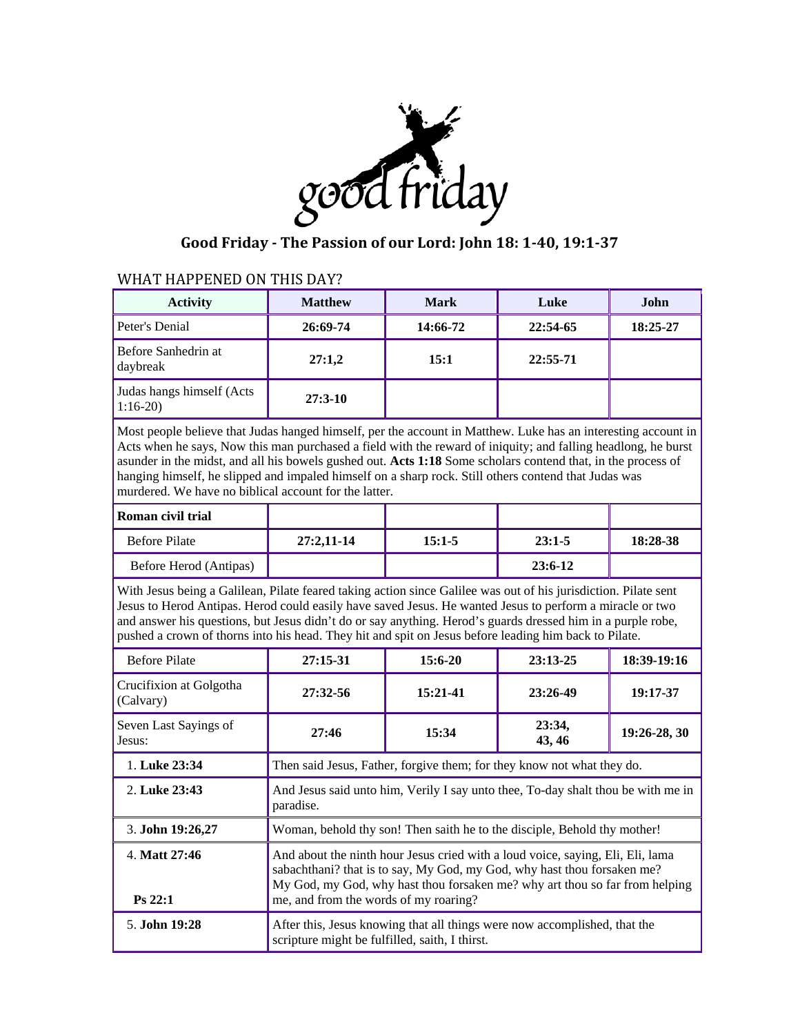good friday

## Good Friday - The Passion of our Lord: John 18: 1-40, 19:1-37

### WHAT HAPPENED ON THIS DAY?

| Activity | Matthew | Mark | Luke | John |
|---|---|---|---|---|
| Peter's Denial | **26:69-74** | **14:66-72** | **22:54-65** | **18:25-27** |
| Before Sanhedrin at daybreak | **27:1,2** | **15:1** | **22:55-71** | |
| Judas hangs himself (Acts 1:16-20) | **27:3-10** | | | |
| Most people believe that Judas hanged himself, per the account in Matthew. Luke has an interesting account in Acts when he says, Now this man purchased a field with the reward of iniquity; and falling headlong, he burst asunder in the midst, and all his bowels gushed out. **Acts 1:18** Some scholars contend that, in the process of hanging himself, he slipped and impaled himself on a sharp rock. Still others contend that Judas was murdered. We have no biblical account for the latter. | | | | |
| **Roman civil trial** | | | | |
| Before Pilate | **27:2,11-14** | **15:1-5** | **23:1-5** | **18:28-38** |
| Before Herod (Antipas) | | | **23:6-12** | |
| With Jesus being a Galilean, Pilate feared taking action since Galilee was out of his jurisdiction. Pilate sent Jesus to Herod Antipas. Herod could easily have saved Jesus. He wanted Jesus to perform a miracle or two and answer his questions, but Jesus didn't do or say anything. Herod's guards dressed him in a purple robe, pushed a crown of thorns into his head. They hit and spit on Jesus before leading him back to Pilate. | | | | |
| Before Pilate | **27:15-31** | **15:6-20** | **23:13-25** | **18:39-19:16** |
| Crucifixion at Golgotha (Calvary) | **27:32-56** | **15:21-41** | **23:26-49** | **19:17-37** |
| Seven Last Sayings of Jesus: | **27:46** | **15:34** | **23:34, 43, 46** | **19:26-28, 30** |
| 1. **Luke 23:34** | Then said Jesus, Father, forgive them; for they know not what they do. | | | |
| 2. **Luke 23:43** | And Jesus said unto him, Verily I say unto thee, To-day shalt thou be with me in paradise. | | | |
| 3. **John 19:26,27** | Woman, behold thy son! Then saith he to the disciple, Behold thy mother! | | | |
| 4. **Matt 27:46** <br> **Ps 22:1** | And about the ninth hour Jesus cried with a loud voice, saying, Eli, Eli, lama sabachthani? that is to say, My God, my God, why hast thou forsaken me? My God, my God, why hast thou forsaken me? why art thou so far from helping me, and from the words of my roaring? | | | |
| 5. **John 19:28** | After this, Jesus knowing that all things were now accomplished, that the scripture might be fulfilled, saith, I thirst. | | | |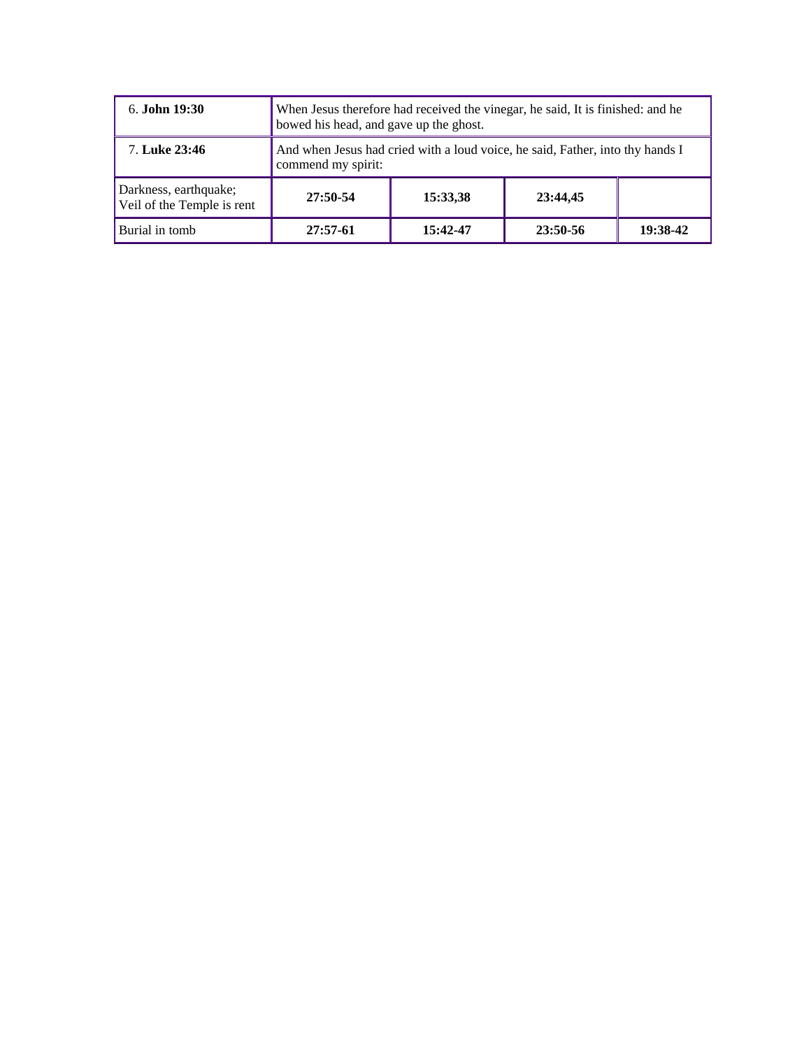| | | | | |
|---|---|---|---|---|
| 6. **John 19:30** | When Jesus therefore had received the vinegar, he said, It is finished: and he bowed his head, and gave up the ghost. | | | |
| 7. **Luke 23:46** | And when Jesus had cried with a loud voice, he said, Father, into thy hands I commend my spirit: | | | |
| Darkness, earthquake; Veil of the Temple is rent | **27:50-54** | **15:33,38** | **23:44,45** | |
| Burial in tomb | **27:57-61** | **15:42-47** | **23:50-56** | **19:38-42** |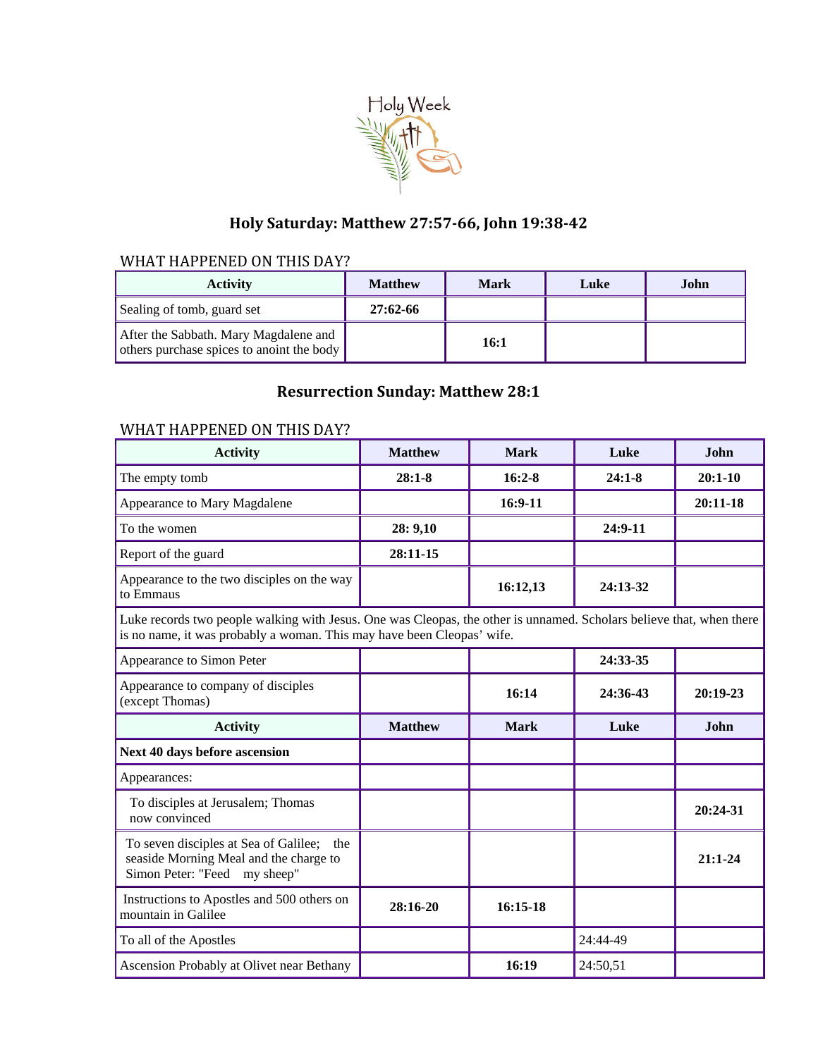Holy Week

## Holy Saturday: Matthew 27:57-66, John 19:38-42

WHAT HAPPENED ON THIS DAY?

| Activity | Matthew | Mark | Luke | John |
|---|---|---|---|---|
| Sealing of tomb, guard set | **27:62-66** | | | |
| After the Sabbath. Mary Magdalene and others purchase spices to anoint the body | | **16:1** | | |

## Resurrection Sunday: Matthew 28:1

WHAT HAPPENED ON THIS DAY?

| Activity | Matthew | Mark | Luke | John |
|---|---|---|---|---|
| The empty tomb | **28:1-8** | **16:2-8** | **24:1-8** | **20:1-10** |
| Appearance to Mary Magdalene | | **16:9-11** | | **20:11-18** |
| To the women | **28: 9,10** | | **24:9-11** | |
| Report of the guard | **28:11-15** | | | |
| Appearance to the two disciples on the way to Emmaus | | **16:12,13** | **24:13-32** | |
| Luke records two people walking with Jesus. One was Cleopas, the other is unnamed. Scholars believe that, when there is no name, it was probably a woman. This may have been Cleopas' wife. | | | | |
| Appearance to Simon Peter | | | **24:33-35** | |
| Appearance to company of disciples (except Thomas) | | **16:14** | **24:36-43** | **20:19-23** |
| **Activity** | **Matthew** | **Mark** | **Luke** | **John** |
| **Next 40 days before ascension** | | | | |
| Appearances: | | | | |
| To disciples at Jerusalem; Thomas now convinced | | | | **20:24-31** |
| To seven disciples at Sea of Galilee; the seaside Morning Meal and the charge to Simon Peter: "Feed my sheep" | | | | **21:1-24** |
| Instructions to Apostles and 500 others on mountain in Galilee | **28:16-20** | **16:15-18** | | |
| To all of the Apostles | | | 24:44-49 | |
| Ascension Probably at Olivet near Bethany | | **16:19** | 24:50,51 | |